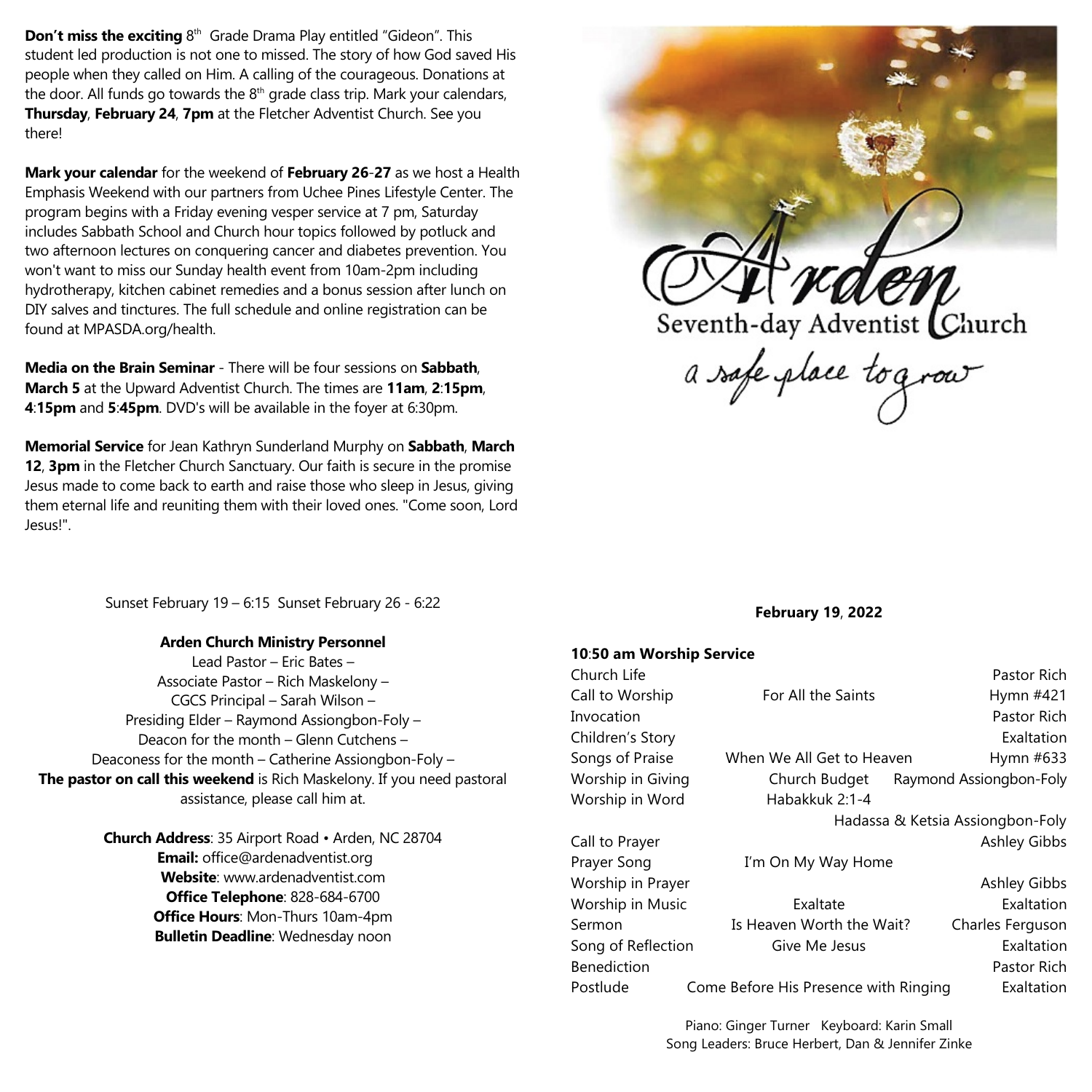**Don't miss the exciting** 8th Grade Drama Play entitled "Gideon". This student led production is not one to missed. The story of how God saved His people when they called on Him. A calling of the courageous. Donations at the door. All funds go towards the 8th grade class trip. Mark your calendars, **Thursday**, **February 24**, **7pm** at the Fletcher Adventist Church. See you there!

**Mark your calendar** for the weekend of **February 26**-**27** as we host a Health Emphasis Weekend with our partners from Uchee Pines Lifestyle Center. The program begins with a Friday evening vesper service at 7 pm, Saturday includes Sabbath School and Church hour topics followed by potluck and two afternoon lectures on conquering cancer and diabetes prevention. You won't want to miss our Sunday health event from 10am-2pm including hydrotherapy, kitchen cabinet remedies and a bonus session after lunch on DIY salves and tinctures. The full schedule and online registration can be found at MPASDA.org/health.

**Media on the Brain Seminar** - There will be four sessions on **Sabbath**, **March 5** at the Upward Adventist Church. The times are **11am**, **2**:**15pm**, **4**:**15pm** and **5**:**45pm**. DVD's will be available in the foyer at 6:30pm.

**Memorial Service** for Jean Kathryn Sunderland Murphy on **Sabbath**, **March 12**, **3pm** in the Fletcher Church Sanctuary. Our faith is secure in the promise Jesus made to come back to earth and raise those who sleep in Jesus, giving them eternal life and reuniting them with their loved ones. "Come soon, Lord Jesus!".

Sunset February 19 – 6:15 Sunset February 26 - 6:22

**Arden Church Ministry Personnel**

Lead Pastor – Eric Bates –
Associate Pastor – Rich Maskelony –
CGCS Principal – Sarah Wilson –
Presiding Elder – Raymond Assiongbon-Foly –
Deacon for the month – Glenn Cutchens –
Deaconess for the month – Catherine Assiongbon-Foly –
**The pastor on call this weekend** is Rich Maskelony. If you need pastoral assistance, please call him at.

**Church Address**: 35 Airport Road • Arden, NC 28704
**Email:** office@ardenadventist.org
**Website**: www.ardenadventist.com
**Office Telephone**: 828-684-6700
**Office Hours**: Mon-Thurs 10am-4pm
**Bulletin Deadline**: Wednesday noon

# Arden

Seventh-day Adventist Church

*a safe place to grow*

**February 19**, **2022**

**10**:**50 am Worship Service**

| | | |
|---|---|---|
| Church Life | | Pastor Rich |
| Call to Worship | For All the Saints | Hymn #421 |
| Invocation | | Pastor Rich |
| Children's Story | | Exaltation |
| Songs of Praise | When We All Get to Heaven | Hymn #633 |
| Worship in Giving | Church Budget | Raymond Assiongbon-Foly |
| Worship in Word | Habakkuk 2:1-4 | Hadassa & Ketsia Assiongbon-Foly |
| Call to Prayer | | Ashley Gibbs |
| Prayer Song | I'm On My Way Home | |
| Worship in Prayer | | Ashley Gibbs |
| Worship in Music | Exaltate | Exaltation |
| Sermon | Is Heaven Worth the Wait? | Charles Ferguson |
| Song of Reflection | Give Me Jesus | Exaltation |
| Benediction | | Pastor Rich |
| Postlude | Come Before His Presence with Ringing | Exaltation |

Piano: Ginger Turner Keyboard: Karin Small
Song Leaders: Bruce Herbert, Dan & Jennifer Zinke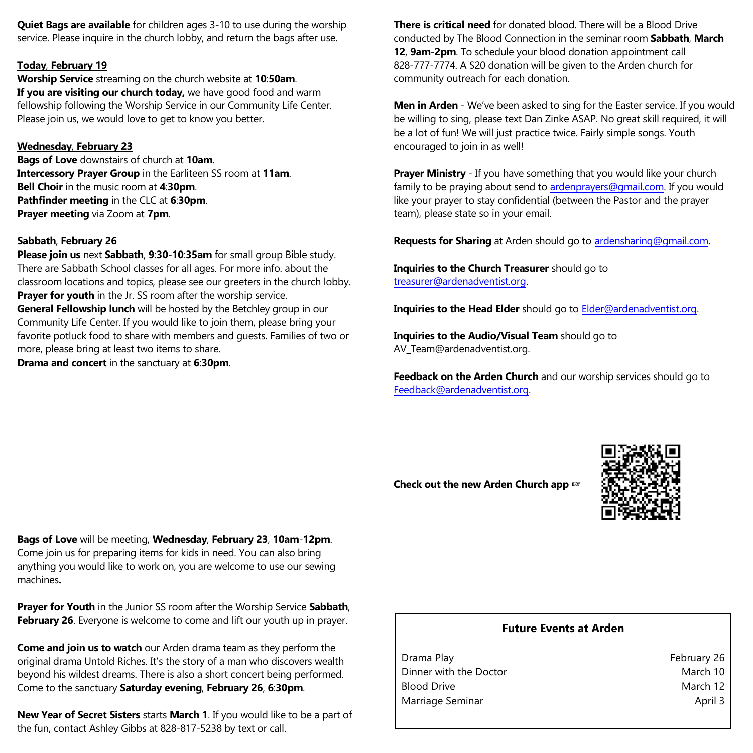**Quiet Bags are available** for children ages 3-10 to use during the worship service. Please inquire in the church lobby, and return the bags after use.

**Today, February 19**

**Worship Service** streaming on the church website at **10:50am**.
**If you are visiting our church today,** we have good food and warm fellowship following the Worship Service in our Community Life Center. Please join us, we would love to get to know you better.

**Wednesday, February 23**

**Bags of Love** downstairs of church at **10am**.
**Intercessory Prayer Group** in the Earliteen SS room at **11am**.
**Bell Choir** in the music room at **4:30pm**.
**Pathfinder meeting** in the CLC at **6:30pm**.
**Prayer meeting** via Zoom at **7pm**.

**Sabbath, February 26**

**Please join us** next **Sabbath**, **9:30-10:35am** for small group Bible study. There are Sabbath School classes for all ages. For more info. about the classroom locations and topics, please see our greeters in the church lobby.
**Prayer for youth** in the Jr. SS room after the worship service.
**General Fellowship lunch** will be hosted by the Betchley group in our Community Life Center. If you would like to join them, please bring your favorite potluck food to share with members and guests. Families of two or more, please bring at least two items to share.
**Drama and concert** in the sanctuary at **6:30pm**.

**Bags of Love** will be meeting, **Wednesday**, **February 23**, **10am-12pm**. Come join us for preparing items for kids in need. You can also bring anything you would like to work on, you are welcome to use our sewing machines**.**

**Prayer for Youth** in the Junior SS room after the Worship Service **Sabbath**, **February 26**. Everyone is welcome to come and lift our youth up in prayer.

**Come and join us to watch** our Arden drama team as they perform the original drama Untold Riches. It's the story of a man who discovers wealth beyond his wildest dreams. There is also a short concert being performed. Come to the sanctuary **Saturday evening**, **February 26**, **6:30pm**.

**New Year of Secret Sisters** starts **March 1**. If you would like to be a part of the fun, contact Ashley Gibbs at 828-817-5238 by text or call.

**There is critical need** for donated blood. There will be a Blood Drive conducted by The Blood Connection in the seminar room **Sabbath**, **March 12**, **9am-2pm**. To schedule your blood donation appointment call 828-777-7774. A $20 donation will be given to the Arden church for community outreach for each donation.

**Men in Arden** - We've been asked to sing for the Easter service. If you would be willing to sing, please text Dan Zinke ASAP. No great skill required, it will be a lot of fun! We will just practice twice. Fairly simple songs. Youth encouraged to join in as well!

**Prayer Ministry** - If you have something that you would like your church family to be praying about send to ardenprayers@gmail.com. If you would like your prayer to stay confidential (between the Pastor and the prayer team), please state so in your email.

**Requests for Sharing** at Arden should go to ardensharing@gmail.com.

**Inquiries to the Church Treasurer** should go to treasurer@ardenadventist.org.

**Inquiries to the Head Elder** should go to Elder@ardenadventist.org.

**Inquiries to the Audio/Visual Team** should go to AV_Team@ardenadventist.org.

**Feedback on the Arden Church** and our worship services should go to Feedback@ardenadventist.org.

**Check out the new Arden Church app** ☞

**Future Events at Arden**

| | |
|---|---|
| Drama Play | February 26 |
| Dinner with the Doctor | March 10 |
| Blood Drive | March 12 |
| Marriage Seminar | April 3 |